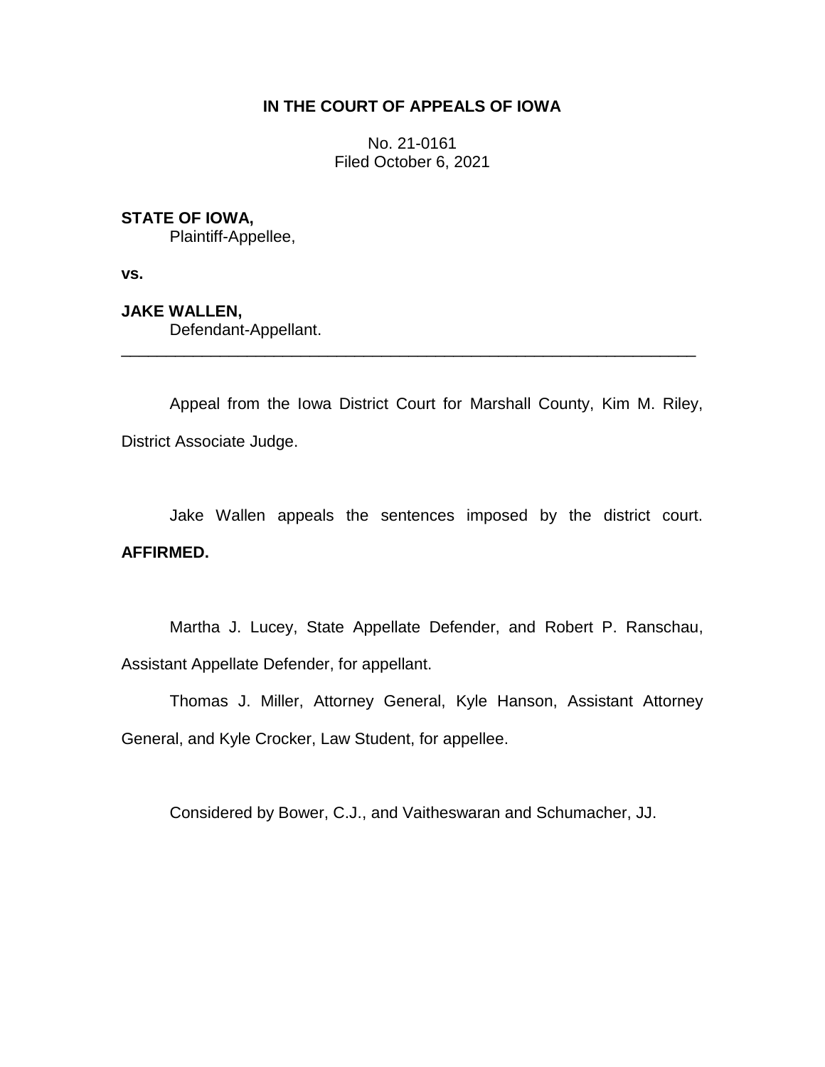**IN THE COURT OF APPEALS OF IOWA**

No. 21-0161
Filed October 6, 2021

**STATE OF IOWA,**
Plaintiff-Appellee,

**vs.**

**JAKE WALLEN,**
Defendant-Appellant.

---

Appeal from the Iowa District Court for Marshall County, Kim M. Riley, District Associate Judge.

Jake Wallen appeals the sentences imposed by the district court. **AFFIRMED.**

Martha J. Lucey, State Appellate Defender, and Robert P. Ranschau, Assistant Appellate Defender, for appellant.

Thomas J. Miller, Attorney General, Kyle Hanson, Assistant Attorney General, and Kyle Crocker, Law Student, for appellee.

Considered by Bower, C.J., and Vaitheswaran and Schumacher, JJ.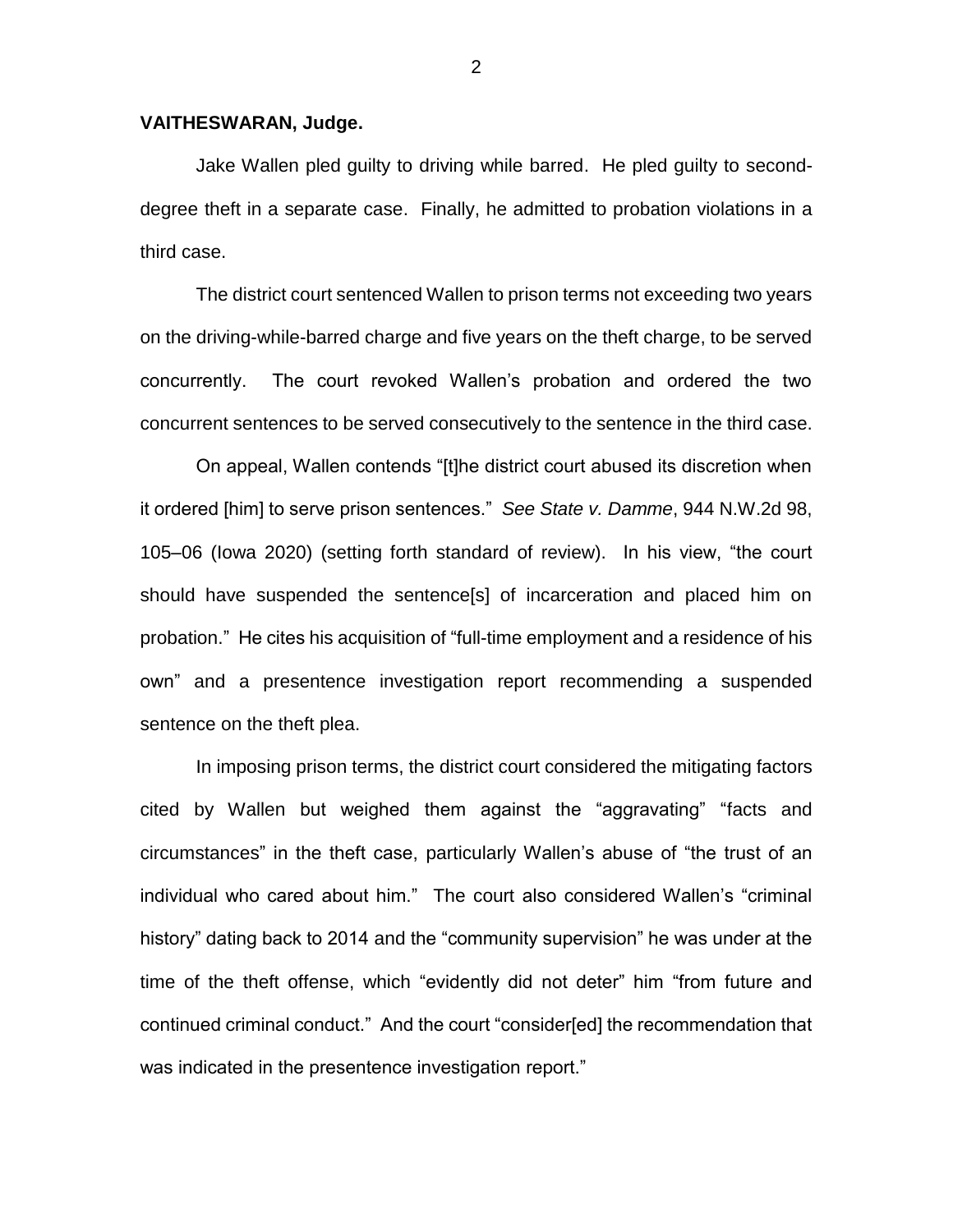**VAITHESWARAN, Judge.**

Jake Wallen pled guilty to driving while barred. He pled guilty to second-degree theft in a separate case. Finally, he admitted to probation violations in a third case.

The district court sentenced Wallen to prison terms not exceeding two years on the driving-while-barred charge and five years on the theft charge, to be served concurrently. The court revoked Wallen's probation and ordered the two concurrent sentences to be served consecutively to the sentence in the third case.

On appeal, Wallen contends "[t]he district court abused its discretion when it ordered [him] to serve prison sentences." *See State v. Damme*, 944 N.W.2d 98, 105–06 (Iowa 2020) (setting forth standard of review). In his view, "the court should have suspended the sentence[s] of incarceration and placed him on probation." He cites his acquisition of "full-time employment and a residence of his own" and a presentence investigation report recommending a suspended sentence on the theft plea.

In imposing prison terms, the district court considered the mitigating factors cited by Wallen but weighed them against the "aggravating" "facts and circumstances" in the theft case, particularly Wallen's abuse of "the trust of an individual who cared about him." The court also considered Wallen's "criminal history" dating back to 2014 and the "community supervision" he was under at the time of the theft offense, which "evidently did not deter" him "from future and continued criminal conduct." And the court "consider[ed] the recommendation that was indicated in the presentence investigation report."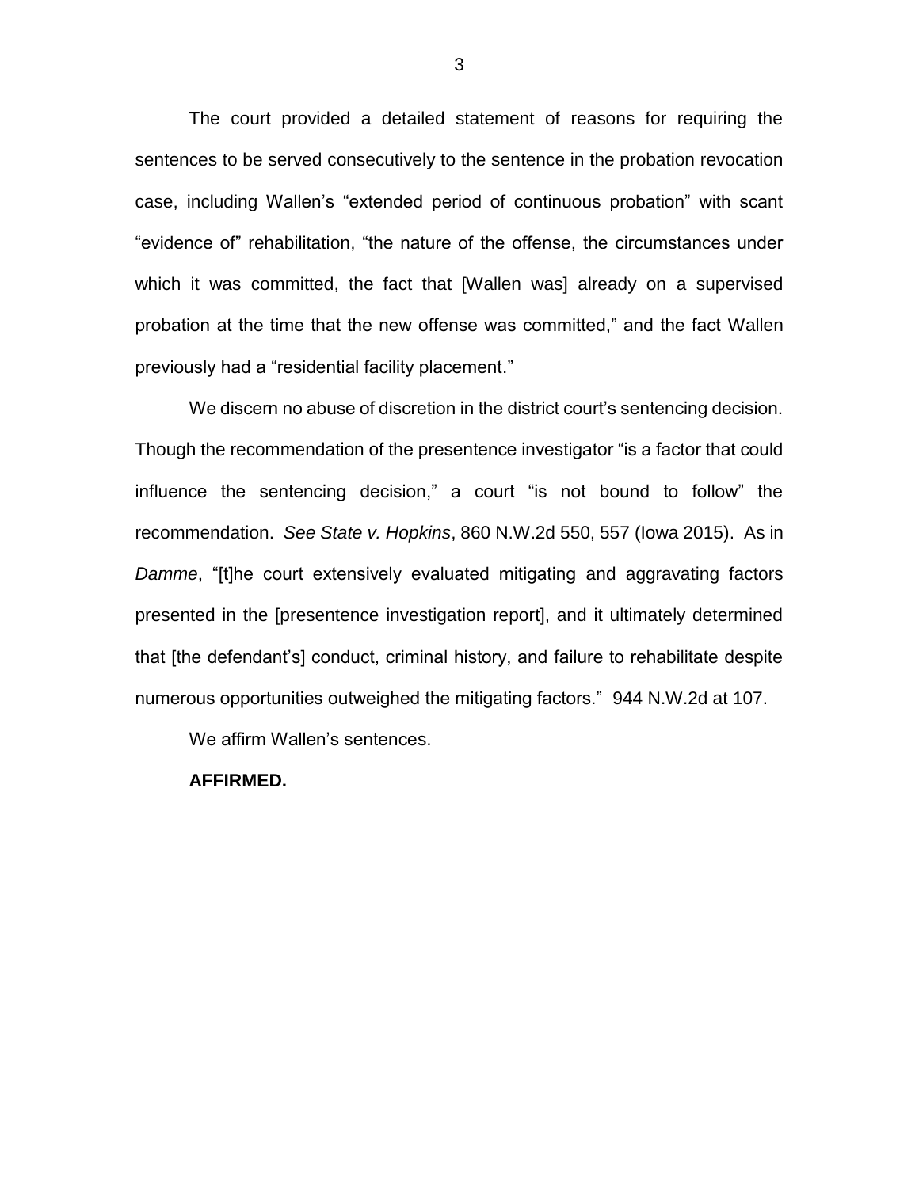The court provided a detailed statement of reasons for requiring the sentences to be served consecutively to the sentence in the probation revocation case, including Wallen's "extended period of continuous probation" with scant "evidence of" rehabilitation, "the nature of the offense, the circumstances under which it was committed, the fact that [Wallen was] already on a supervised probation at the time that the new offense was committed," and the fact Wallen previously had a "residential facility placement."

We discern no abuse of discretion in the district court's sentencing decision. Though the recommendation of the presentence investigator "is a factor that could influence the sentencing decision," a court "is not bound to follow" the recommendation. *See State v. Hopkins*, 860 N.W.2d 550, 557 (Iowa 2015). As in *Damme*, "[t]he court extensively evaluated mitigating and aggravating factors presented in the [presentence investigation report], and it ultimately determined that [the defendant's] conduct, criminal history, and failure to rehabilitate despite numerous opportunities outweighed the mitigating factors." 944 N.W.2d at 107.

We affirm Wallen's sentences.

**AFFIRMED.**